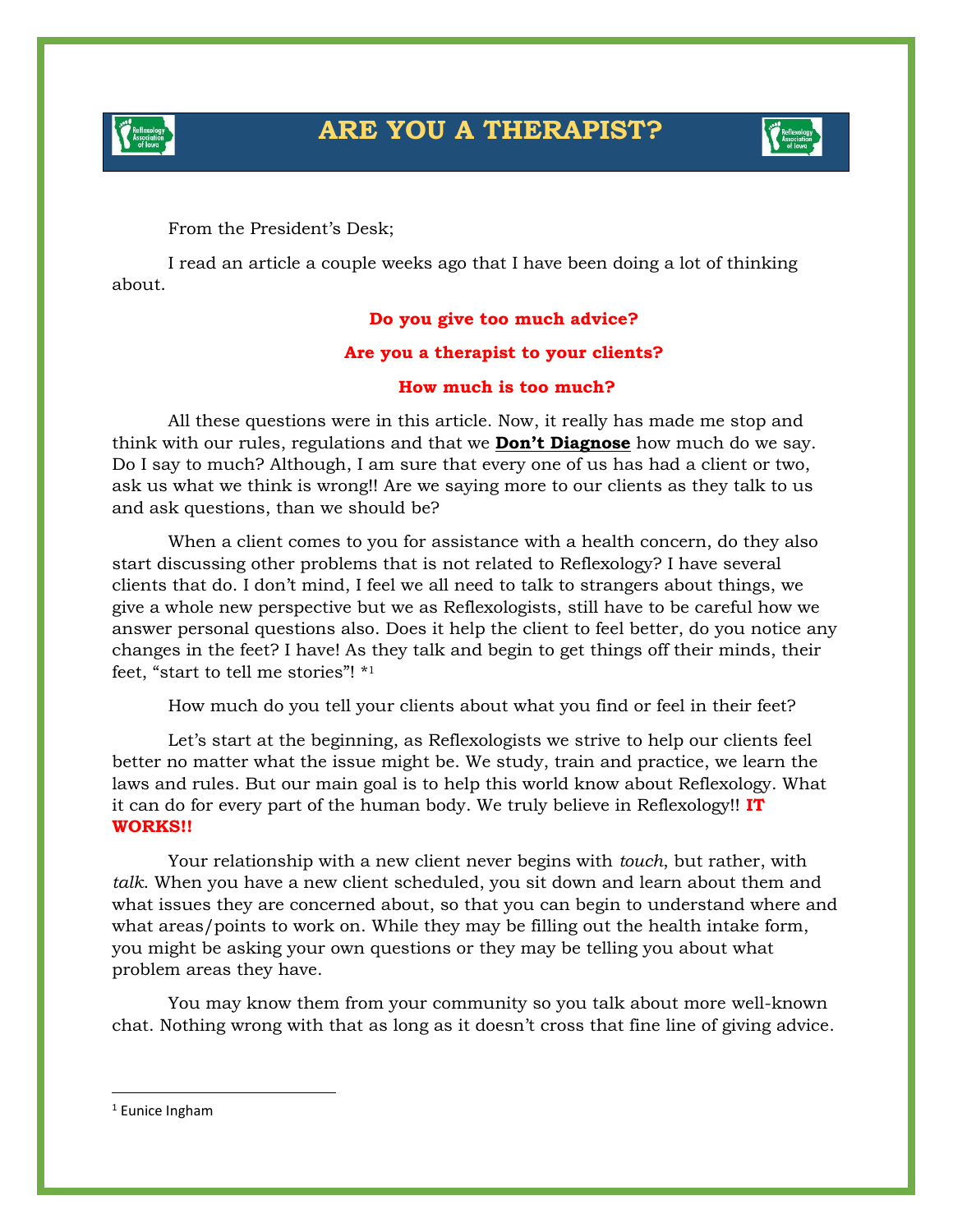# ARE YOU A THERAPIST?

From the President's Desk;

I read an article a couple weeks ago that I have been doing a lot of thinking about.

**Do you give too much advice?**

**Are you a therapist to your clients?**

**How much is too much?**

All these questions were in this article. Now, it really has made me stop and think with our rules, regulations and that we **Don't Diagnose** how much do we say. Do I say to much? Although, I am sure that every one of us has had a client or two, ask us what we think is wrong!! Are we saying more to our clients as they talk to us and ask questions, than we should be?

When a client comes to you for assistance with a health concern, do they also start discussing other problems that is not related to Reflexology? I have several clients that do. I don't mind, I feel we all need to talk to strangers about things, we give a whole new perspective but we as Reflexologists, still have to be careful how we answer personal questions also. Does it help the client to feel better, do you notice any changes in the feet? I have! As they talk and begin to get things off their minds, their feet, "start to tell me stories"! *[1]

How much do you tell your clients about what you find or feel in their feet?

Let's start at the beginning, as Reflexologists we strive to help our clients feel better no matter what the issue might be. We study, train and practice, we learn the laws and rules. But our main goal is to help this world know about Reflexology. What it can do for every part of the human body. We truly believe in Reflexology!! **IT WORKS!!**

Your relationship with a new client never begins with *touch*, but rather, with *talk*. When you have a new client scheduled, you sit down and learn about them and what issues they are concerned about, so that you can begin to understand where and what areas/points to work on. While they may be filling out the health intake form, you might be asking your own questions or they may be telling you about what problem areas they have.

You may know them from your community so you talk about more well-known chat. Nothing wrong with that as long as it doesn't cross that fine line of giving advice.

---

[1] Eunice Ingham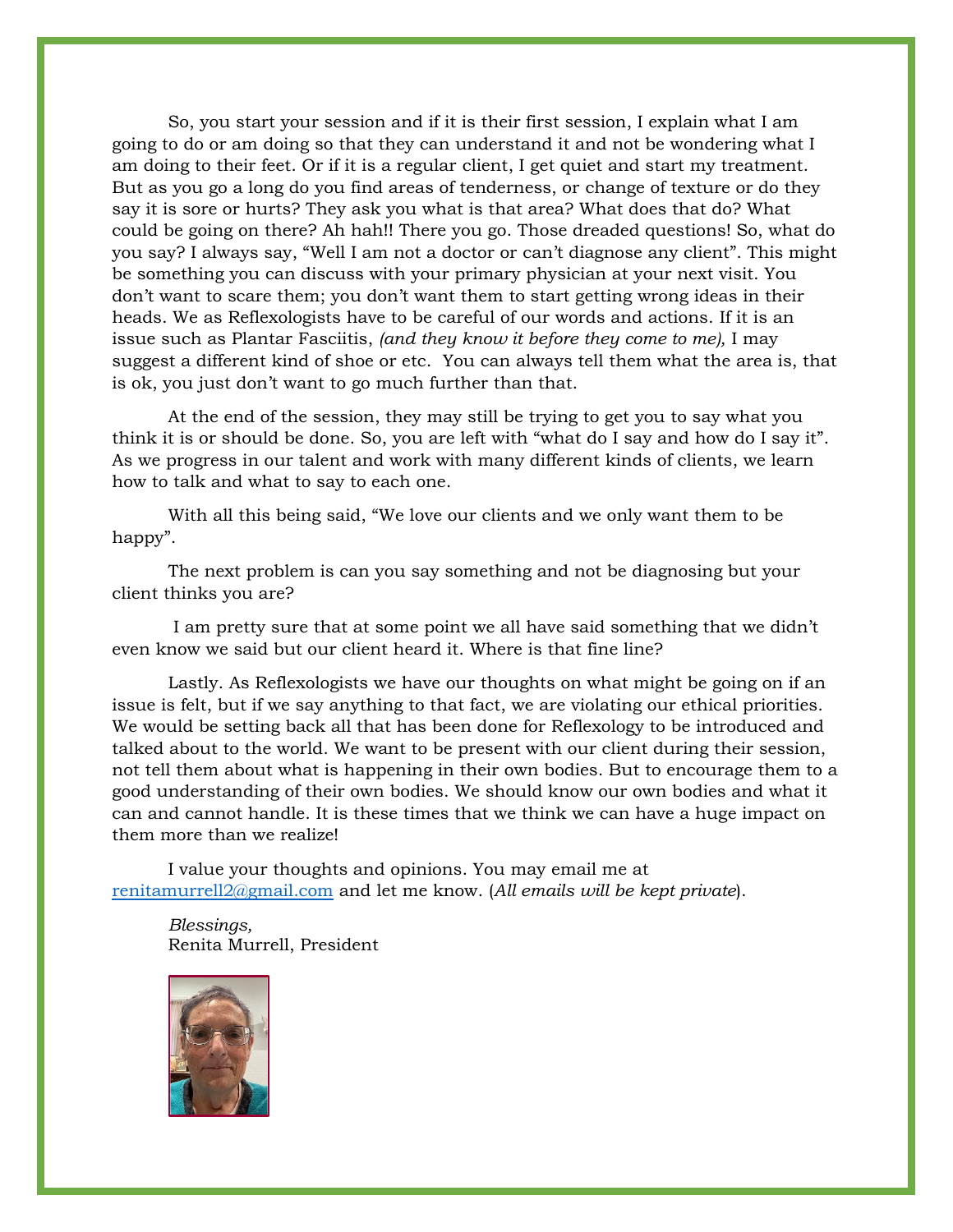So, you start your session and if it is their first session, I explain what I am going to do or am doing so that they can understand it and not be wondering what I am doing to their feet. Or if it is a regular client, I get quiet and start my treatment. But as you go a long do you find areas of tenderness, or change of texture or do they say it is sore or hurts? They ask you what is that area? What does that do? What could be going on there? Ah hah!! There you go. Those dreaded questions! So, what do you say? I always say, "Well I am not a doctor or can't diagnose any client". This might be something you can discuss with your primary physician at your next visit. You don't want to scare them; you don't want them to start getting wrong ideas in their heads. We as Reflexologists have to be careful of our words and actions. If it is an issue such as Plantar Fasciitis, *(and they know it before they come to me),* I may suggest a different kind of shoe or etc. You can always tell them what the area is, that is ok, you just don't want to go much further than that.

At the end of the session, they may still be trying to get you to say what you think it is or should be done. So, you are left with "what do I say and how do I say it". As we progress in our talent and work with many different kinds of clients, we learn how to talk and what to say to each one.

With all this being said, "We love our clients and we only want them to be happy".

The next problem is can you say something and not be diagnosing but your client thinks you are?

I am pretty sure that at some point we all have said something that we didn't even know we said but our client heard it. Where is that fine line?

Lastly. As Reflexologists we have our thoughts on what might be going on if an issue is felt, but if we say anything to that fact, we are violating our ethical priorities. We would be setting back all that has been done for Reflexology to be introduced and talked about to the world. We want to be present with our client during their session, not tell them about what is happening in their own bodies. But to encourage them to a good understanding of their own bodies. We should know our own bodies and what it can and cannot handle. It is these times that we think we can have a huge impact on them more than we realize!

I value your thoughts and opinions. You may email me at [renitamurrell2@gmail.com](mailto:renitamurrell2@gmail.com) and let me know. (*All emails will be kept private*).

*Blessings,*
Renita Murrell, President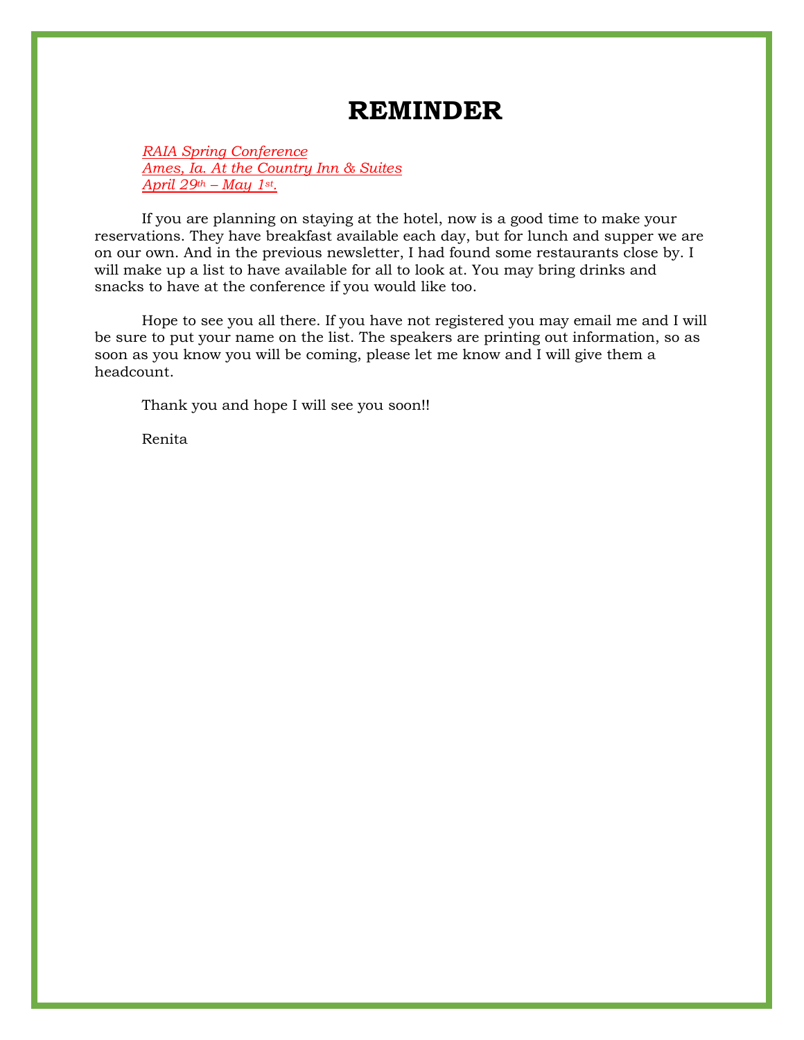# REMINDER

*RAIA Spring Conference*
*Ames, Ia. At the Country Inn & Suites*
*April 29th – May 1st.*

If you are planning on staying at the hotel, now is a good time to make your reservations. They have breakfast available each day, but for lunch and supper we are on our own. And in the previous newsletter, I had found some restaurants close by. I will make up a list to have available for all to look at. You may bring drinks and snacks to have at the conference if you would like too.

Hope to see you all there. If you have not registered you may email me and I will be sure to put your name on the list. The speakers are printing out information, so as soon as you know you will be coming, please let me know and I will give them a headcount.

Thank you and hope I will see you soon!!

Renita